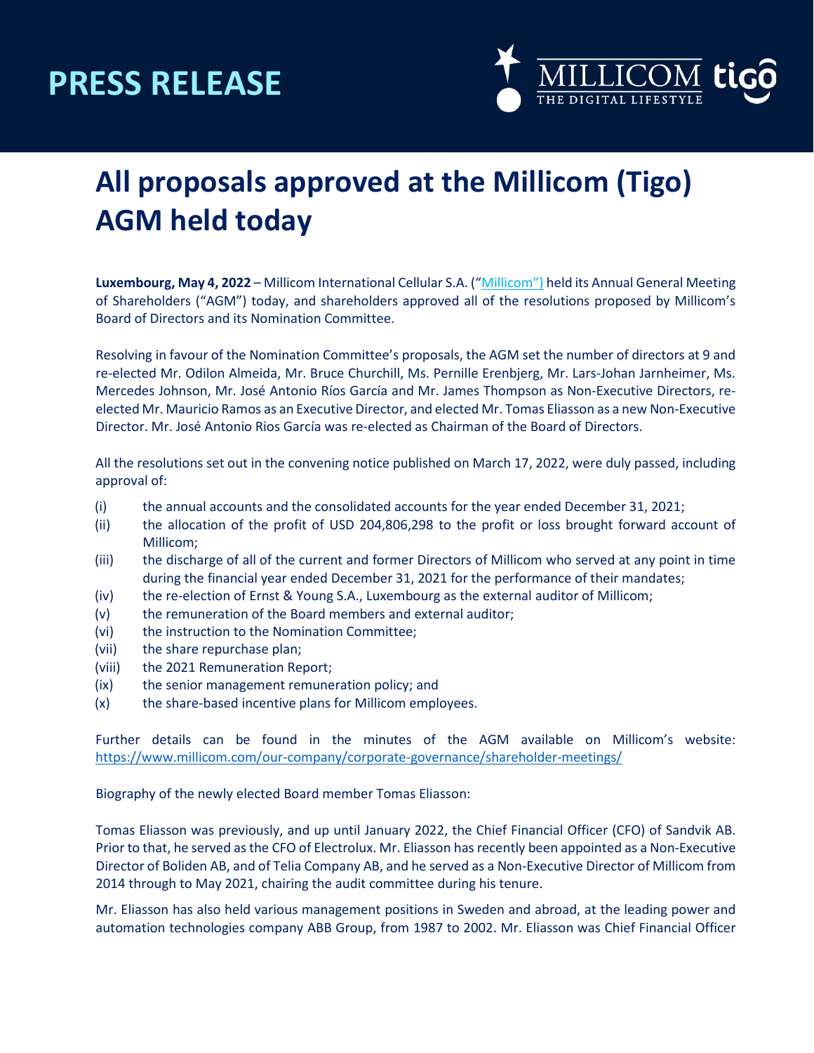# PRESS RELEASE

# All proposals approved at the Millicom (Tigo) AGM held today

**Luxembourg, May 4, 2022** – Millicom International Cellular S.A. ("Millicom") held its Annual General Meeting of Shareholders ("AGM") today, and shareholders approved all of the resolutions proposed by Millicom's Board of Directors and its Nomination Committee.

Resolving in favour of the Nomination Committee's proposals, the AGM set the number of directors at 9 and re-elected Mr. Odilon Almeida, Mr. Bruce Churchill, Ms. Pernille Erenbjerg, Mr. Lars-Johan Jarnheimer, Ms. Mercedes Johnson, Mr. José Antonio Ríos García and Mr. James Thompson as Non-Executive Directors, re-elected Mr. Mauricio Ramos as an Executive Director, and elected Mr. Tomas Eliasson as a new Non-Executive Director. Mr. José Antonio Rios García was re-elected as Chairman of the Board of Directors.

All the resolutions set out in the convening notice published on March 17, 2022, were duly passed, including approval of:

- (i) the annual accounts and the consolidated accounts for the year ended December 31, 2021;
- (ii) the allocation of the profit of USD 204,806,298 to the profit or loss brought forward account of Millicom;
- (iii) the discharge of all of the current and former Directors of Millicom who served at any point in time during the financial year ended December 31, 2021 for the performance of their mandates;
- (iv) the re-election of Ernst & Young S.A., Luxembourg as the external auditor of Millicom;
- (v) the remuneration of the Board members and external auditor;
- (vi) the instruction to the Nomination Committee;
- (vii) the share repurchase plan;
- (viii) the 2021 Remuneration Report;
- (ix) the senior management remuneration policy; and
- (x) the share-based incentive plans for Millicom employees.

Further details can be found in the minutes of the AGM available on Millicom's website: https://www.millicom.com/our-company/corporate-governance/shareholder-meetings/

Biography of the newly elected Board member Tomas Eliasson:

Tomas Eliasson was previously, and up until January 2022, the Chief Financial Officer (CFO) of Sandvik AB. Prior to that, he served as the CFO of Electrolux. Mr. Eliasson has recently been appointed as a Non-Executive Director of Boliden AB, and of Telia Company AB, and he served as a Non-Executive Director of Millicom from 2014 through to May 2021, chairing the audit committee during his tenure.

Mr. Eliasson has also held various management positions in Sweden and abroad, at the leading power and automation technologies company ABB Group, from 1987 to 2002. Mr. Eliasson was Chief Financial Officer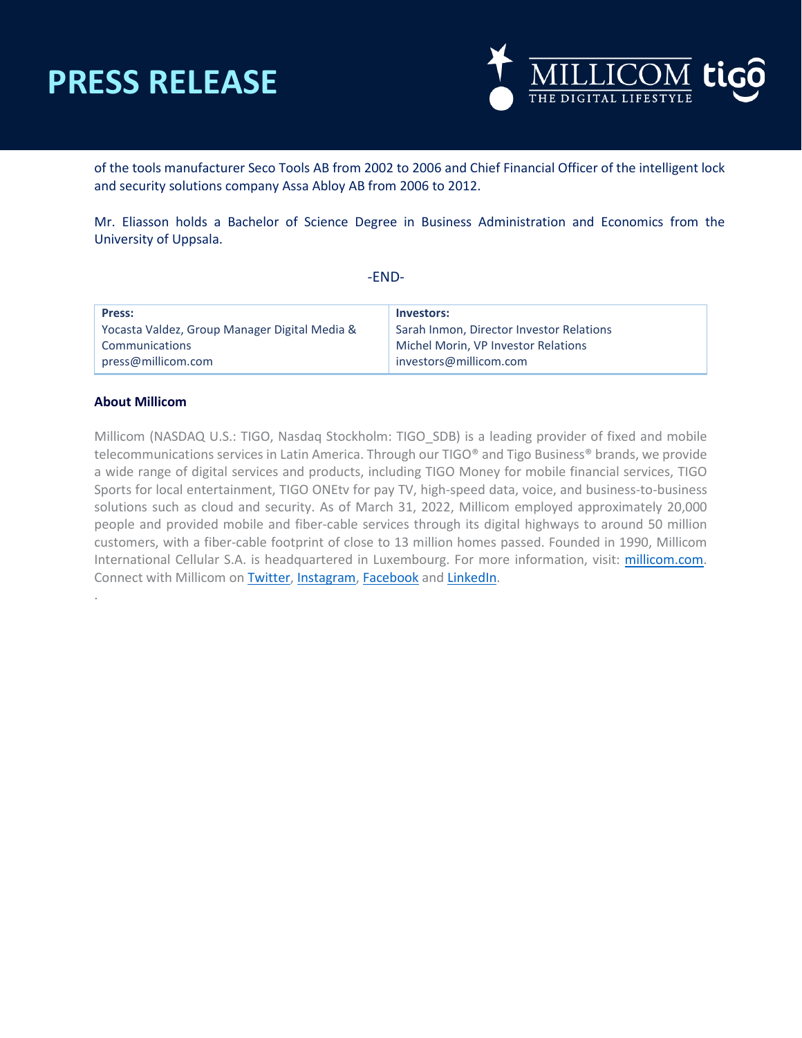of the tools manufacturer Seco Tools AB from 2002 to 2006 and Chief Financial Officer of the intelligent lock and security solutions company Assa Abloy AB from 2006 to 2012.

Mr. Eliasson holds a Bachelor of Science Degree in Business Administration and Economics from the University of Uppsala.

-END-

| **Press:** | **Investors:** |
|---|---|
| Yocasta Valdez, Group Manager Digital Media & Communications<br>press@millicom.com | Sarah Inmon, Director Investor Relations<br>Michel Morin, VP Investor Relations<br>investors@millicom.com |

**About Millicom**

Millicom (NASDAQ U.S.: TIGO, Nasdaq Stockholm: TIGO_SDB) is a leading provider of fixed and mobile telecommunications services in Latin America. Through our TIGO® and Tigo Business® brands, we provide a wide range of digital services and products, including TIGO Money for mobile financial services, TIGO Sports for local entertainment, TIGO ONEtv for pay TV, high-speed data, voice, and business-to-business solutions such as cloud and security. As of March 31, 2022, Millicom employed approximately 20,000 people and provided mobile and fiber-cable services through its digital highways to around 50 million customers, with a fiber-cable footprint of close to 13 million homes passed. Founded in 1990, Millicom International Cellular S.A. is headquartered in Luxembourg. For more information, visit: millicom.com. Connect with Millicom on Twitter, Instagram, Facebook and LinkedIn.